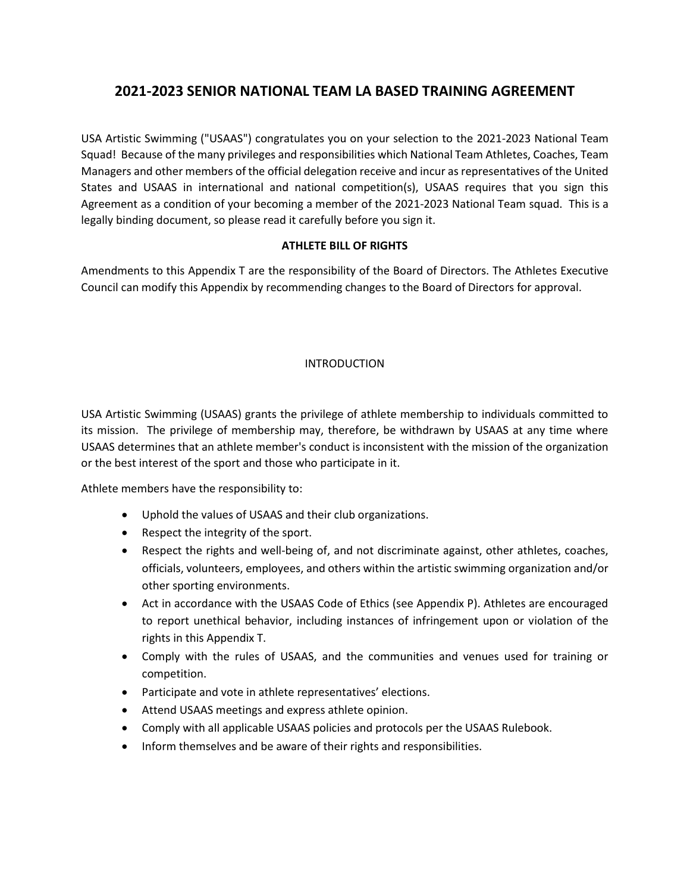# 2021-2023 SENIOR NATIONAL TEAM LA BASED TRAINING AGREEMENT

USA Artistic Swimming ("USAAS") congratulates you on your selection to the 2021-2023 National Team Squad! Because of the many privileges and responsibilities which National Team Athletes, Coaches, Team Managers and other members of the official delegation receive and incur as representatives of the United States and USAAS in international and national competition(s), USAAS requires that you sign this Agreement as a condition of your becoming a member of the 2021-2023 National Team squad. This is a legally binding document, so please read it carefully before you sign it.

## ATHLETE BILL OF RIGHTS

Amendments to this Appendix T are the responsibility of the Board of Directors. The Athletes Executive Council can modify this Appendix by recommending changes to the Board of Directors for approval.

### INTRODUCTION

USA Artistic Swimming (USAAS) grants the privilege of athlete membership to individuals committed to its mission. The privilege of membership may, therefore, be withdrawn by USAAS at any time where USAAS determines that an athlete member's conduct is inconsistent with the mission of the organization or the best interest of the sport and those who participate in it.

Athlete members have the responsibility to:

- Uphold the values of USAAS and their club organizations.
- Respect the integrity of the sport.
- Respect the rights and well-being of, and not discriminate against, other athletes, coaches, officials, volunteers, employees, and others within the artistic swimming organization and/or other sporting environments.
- Act in accordance with the USAAS Code of Ethics (see Appendix P). Athletes are encouraged to report unethical behavior, including instances of infringement upon or violation of the rights in this Appendix T.
- Comply with the rules of USAAS, and the communities and venues used for training or competition.
- Participate and vote in athlete representatives' elections.
- Attend USAAS meetings and express athlete opinion.
- Comply with all applicable USAAS policies and protocols per the USAAS Rulebook.
- Inform themselves and be aware of their rights and responsibilities.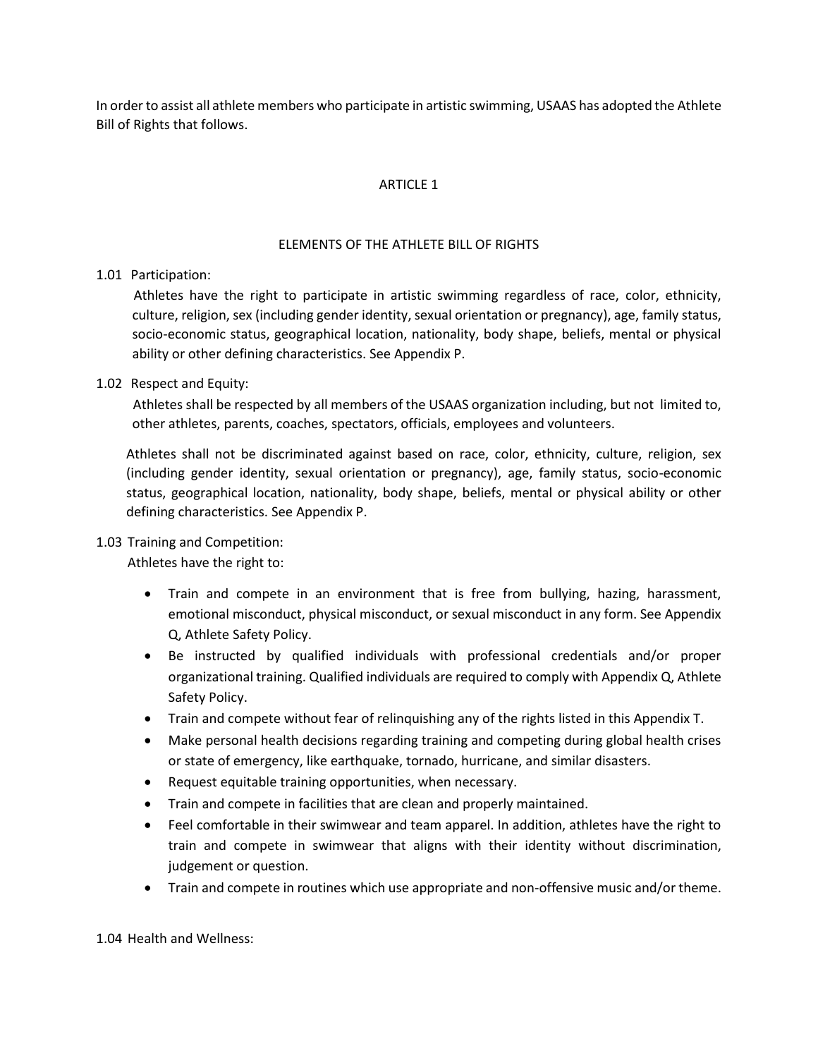In order to assist all athlete members who participate in artistic swimming, USAAS has adopted the Athlete Bill of Rights that follows.

## ARTICLE 1

## ELEMENTS OF THE ATHLETE BILL OF RIGHTS

### 1.01 Participation:

Athletes have the right to participate in artistic swimming regardless of race, color, ethnicity, culture, religion, sex (including gender identity, sexual orientation or pregnancy), age, family status, socio-economic status, geographical location, nationality, body shape, beliefs, mental or physical ability or other defining characteristics. See Appendix P.

### 1.02 Respect and Equity:

Athletes shall be respected by all members of the USAAS organization including, but not limited to, other athletes, parents, coaches, spectators, officials, employees and volunteers.

Athletes shall not be discriminated against based on race, color, ethnicity, culture, religion, sex (including gender identity, sexual orientation or pregnancy), age, family status, socio-economic status, geographical location, nationality, body shape, beliefs, mental or physical ability or other defining characteristics. See Appendix P.

### 1.03 Training and Competition:

Athletes have the right to:

- Train and compete in an environment that is free from bullying, hazing, harassment, emotional misconduct, physical misconduct, or sexual misconduct in any form. See Appendix Q, Athlete Safety Policy.
- Be instructed by qualified individuals with professional credentials and/or proper organizational training. Qualified individuals are required to comply with Appendix Q, Athlete Safety Policy.
- Train and compete without fear of relinquishing any of the rights listed in this Appendix T.
- Make personal health decisions regarding training and competing during global health crises or state of emergency, like earthquake, tornado, hurricane, and similar disasters.
- Request equitable training opportunities, when necessary.
- Train and compete in facilities that are clean and properly maintained.
- Feel comfortable in their swimwear and team apparel. In addition, athletes have the right to train and compete in swimwear that aligns with their identity without discrimination, judgement or question.
- Train and compete in routines which use appropriate and non-offensive music and/or theme.

### 1.04 Health and Wellness: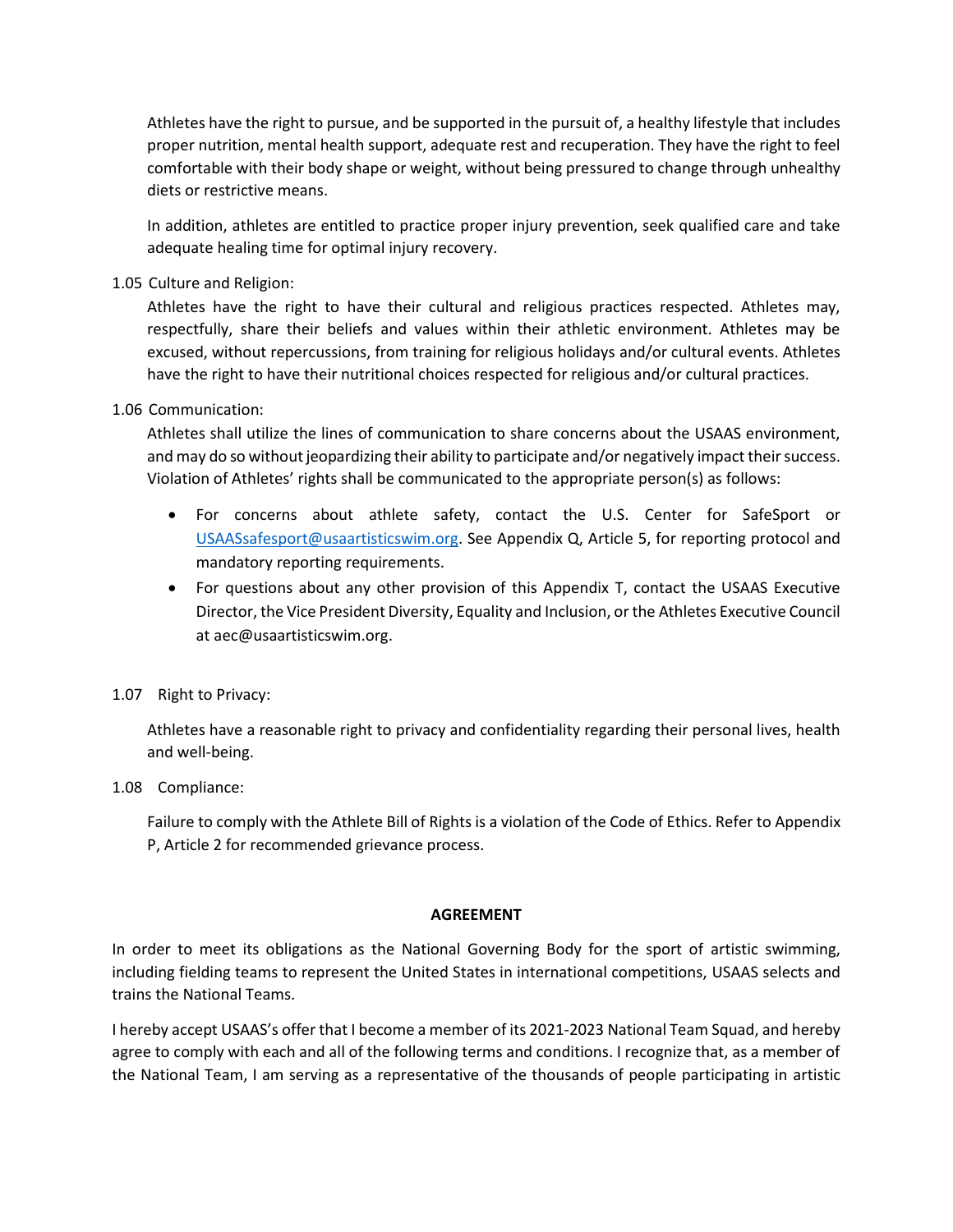Athletes have the right to pursue, and be supported in the pursuit of, a healthy lifestyle that includes proper nutrition, mental health support, adequate rest and recuperation. They have the right to feel comfortable with their body shape or weight, without being pressured to change through unhealthy diets or restrictive means.

In addition, athletes are entitled to practice proper injury prevention, seek qualified care and take adequate healing time for optimal injury recovery.

1.05 Culture and Religion:

Athletes have the right to have their cultural and religious practices respected. Athletes may, respectfully, share their beliefs and values within their athletic environment. Athletes may be excused, without repercussions, from training for religious holidays and/or cultural events. Athletes have the right to have their nutritional choices respected for religious and/or cultural practices.

1.06 Communication:

Athletes shall utilize the lines of communication to share concerns about the USAAS environment, and may do so without jeopardizing their ability to participate and/or negatively impact their success. Violation of Athletes' rights shall be communicated to the appropriate person(s) as follows:

- For concerns about athlete safety, contact the U.S. Center for SafeSport or USAASsafesport@usaartisticswim.org. See Appendix Q, Article 5, for reporting protocol and mandatory reporting requirements.
- For questions about any other provision of this Appendix T, contact the USAAS Executive Director, the Vice President Diversity, Equality and Inclusion, or the Athletes Executive Council at aec@usaartisticswim.org.

1.07 Right to Privacy:

Athletes have a reasonable right to privacy and confidentiality regarding their personal lives, health and well-being.

1.08 Compliance:

Failure to comply with the Athlete Bill of Rights is a violation of the Code of Ethics. Refer to Appendix P, Article 2 for recommended grievance process.

**AGREEMENT**

In order to meet its obligations as the National Governing Body for the sport of artistic swimming, including fielding teams to represent the United States in international competitions, USAAS selects and trains the National Teams.

I hereby accept USAAS's offer that I become a member of its 2021-2023 National Team Squad, and hereby agree to comply with each and all of the following terms and conditions. I recognize that, as a member of the National Team, I am serving as a representative of the thousands of people participating in artistic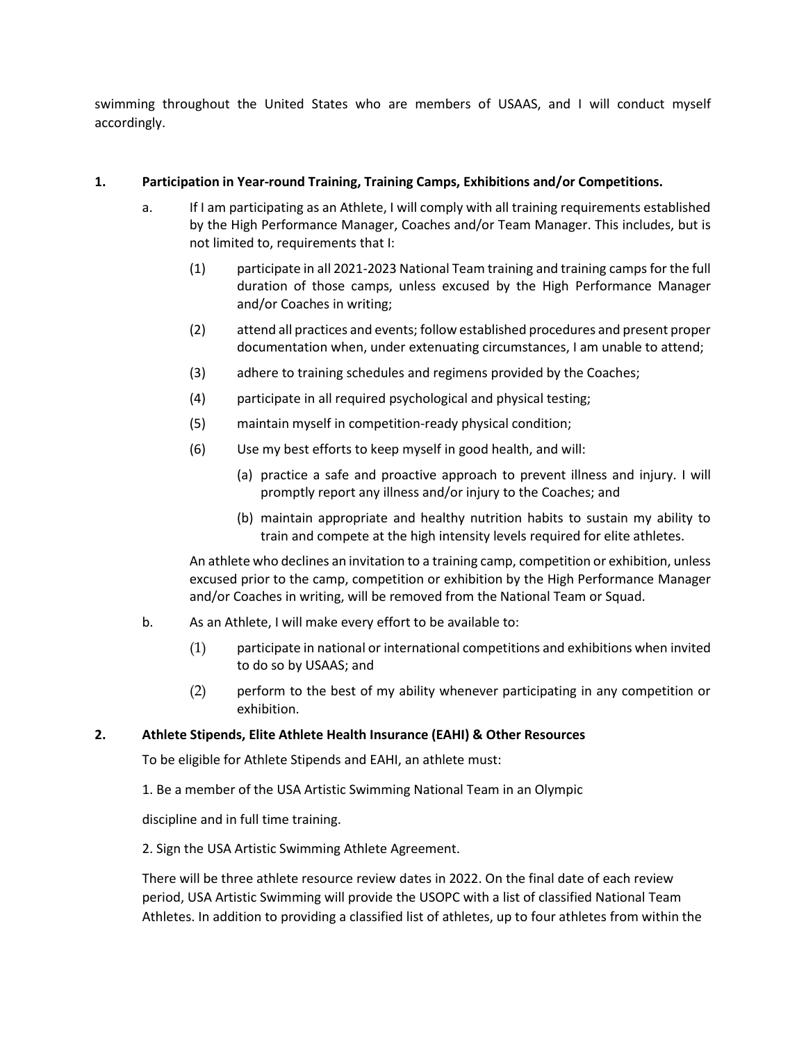swimming throughout the United States who are members of USAAS, and I will conduct myself accordingly.

**1. Participation in Year-round Training, Training Camps, Exhibitions and/or Competitions.**

a. If I am participating as an Athlete, I will comply with all training requirements established by the High Performance Manager, Coaches and/or Team Manager. This includes, but is not limited to, requirements that I:

   (1) participate in all 2021-2023 National Team training and training camps for the full duration of those camps, unless excused by the High Performance Manager and/or Coaches in writing;

   (2) attend all practices and events; follow established procedures and present proper documentation when, under extenuating circumstances, I am unable to attend;

   (3) adhere to training schedules and regimens provided by the Coaches;

   (4) participate in all required psychological and physical testing;

   (5) maintain myself in competition-ready physical condition;

   (6) Use my best efforts to keep myself in good health, and will:

      (a) practice a safe and proactive approach to prevent illness and injury. I will promptly report any illness and/or injury to the Coaches; and

      (b) maintain appropriate and healthy nutrition habits to sustain my ability to train and compete at the high intensity levels required for elite athletes.

   An athlete who declines an invitation to a training camp, competition or exhibition, unless excused prior to the camp, competition or exhibition by the High Performance Manager and/or Coaches in writing, will be removed from the National Team or Squad.

b. As an Athlete, I will make every effort to be available to:

   (1) participate in national or international competitions and exhibitions when invited to do so by USAAS; and

   (2) perform to the best of my ability whenever participating in any competition or exhibition.

**2. Athlete Stipends, Elite Athlete Health Insurance (EAHI) & Other Resources**

To be eligible for Athlete Stipends and EAHI, an athlete must:

1. Be a member of the USA Artistic Swimming National Team in an Olympic

discipline and in full time training.

2. Sign the USA Artistic Swimming Athlete Agreement.

There will be three athlete resource review dates in 2022. On the final date of each review period, USA Artistic Swimming will provide the USOPC with a list of classified National Team Athletes. In addition to providing a classified list of athletes, up to four athletes from within the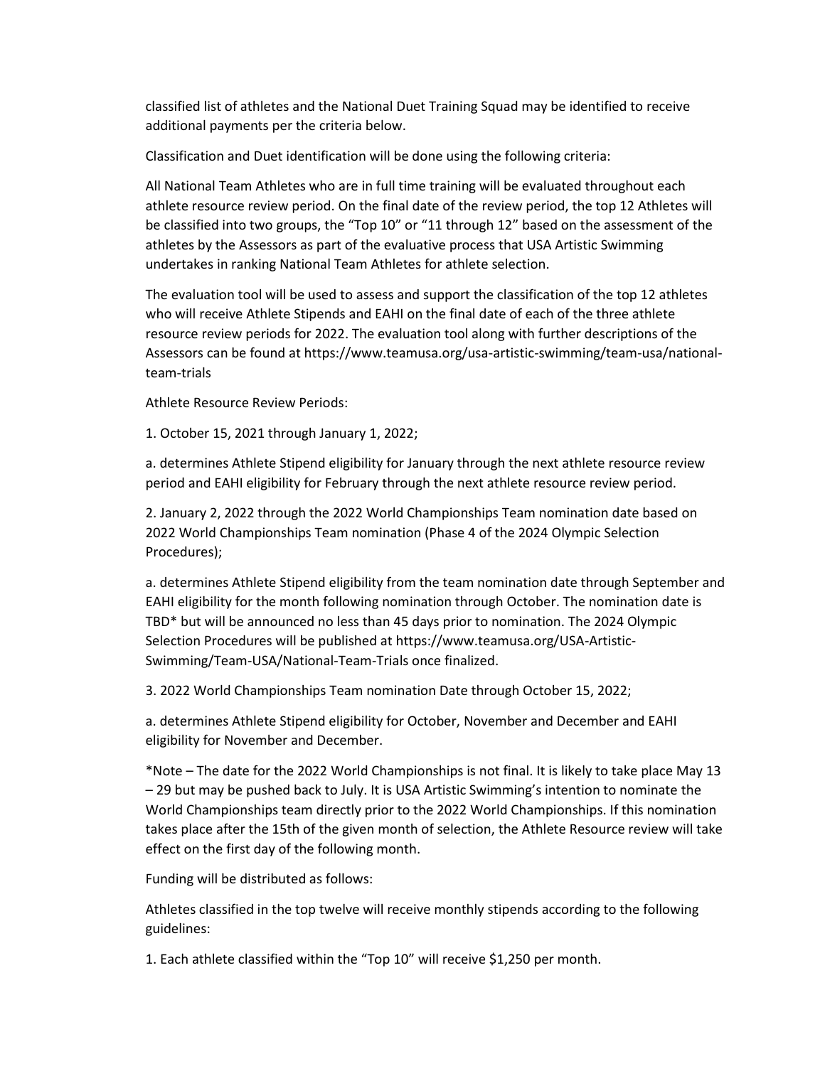classified list of athletes and the National Duet Training Squad may be identified to receive additional payments per the criteria below.

Classification and Duet identification will be done using the following criteria:

All National Team Athletes who are in full time training will be evaluated throughout each athlete resource review period. On the final date of the review period, the top 12 Athletes will be classified into two groups, the "Top 10" or "11 through 12" based on the assessment of the athletes by the Assessors as part of the evaluative process that USA Artistic Swimming undertakes in ranking National Team Athletes for athlete selection.

The evaluation tool will be used to assess and support the classification of the top 12 athletes who will receive Athlete Stipends and EAHI on the final date of each of the three athlete resource review periods for 2022. The evaluation tool along with further descriptions of the Assessors can be found at https://www.teamusa.org/usa-artistic-swimming/team-usa/national-team-trials

Athlete Resource Review Periods:

1. October 15, 2021 through January 1, 2022;

   a. determines Athlete Stipend eligibility for January through the next athlete resource review period and EAHI eligibility for February through the next athlete resource review period.

2. January 2, 2022 through the 2022 World Championships Team nomination date based on 2022 World Championships Team nomination (Phase 4 of the 2024 Olympic Selection Procedures);

   a. determines Athlete Stipend eligibility from the team nomination date through September and EAHI eligibility for the month following nomination through October. The nomination date is TBD* but will be announced no less than 45 days prior to nomination. The 2024 Olympic Selection Procedures will be published at https://www.teamusa.org/USA-Artistic-Swimming/Team-USA/National-Team-Trials once finalized.

3. 2022 World Championships Team nomination Date through October 15, 2022;

   a. determines Athlete Stipend eligibility for October, November and December and EAHI eligibility for November and December.

*Note – The date for the 2022 World Championships is not final. It is likely to take place May 13 – 29 but may be pushed back to July. It is USA Artistic Swimming's intention to nominate the World Championships team directly prior to the 2022 World Championships. If this nomination takes place after the 15th of the given month of selection, the Athlete Resource review will take effect on the first day of the following month.

Funding will be distributed as follows:

Athletes classified in the top twelve will receive monthly stipends according to the following guidelines:

1. Each athlete classified within the "Top 10" will receive $1,250 per month.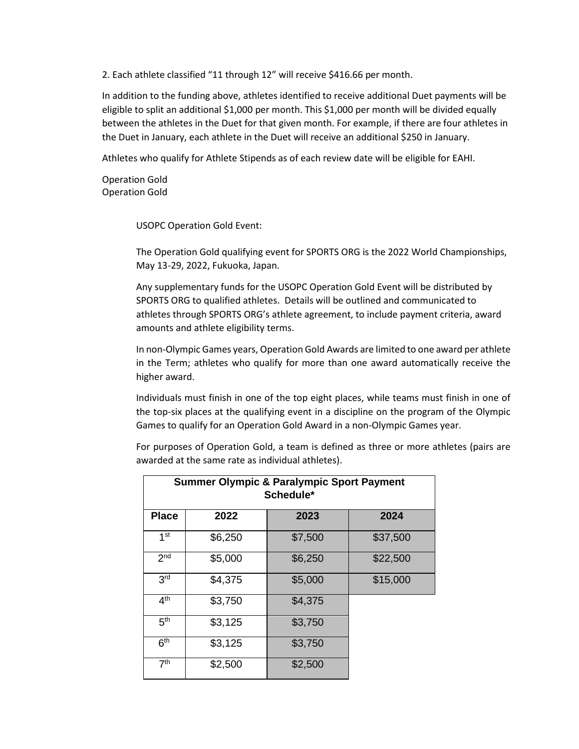2. Each athlete classified "11 through 12" will receive $416.66 per month.

In addition to the funding above, athletes identified to receive additional Duet payments will be eligible to split an additional $1,000 per month. This $1,000 per month will be divided equally between the athletes in the Duet for that given month. For example, if there are four athletes in the Duet in January, each athlete in the Duet will receive an additional $250 in January.

Athletes who qualify for Athlete Stipends as of each review date will be eligible for EAHI.

Operation Gold
Operation Gold

USOPC Operation Gold Event:

The Operation Gold qualifying event for SPORTS ORG is the 2022 World Championships, May 13-29, 2022, Fukuoka, Japan.

Any supplementary funds for the USOPC Operation Gold Event will be distributed by SPORTS ORG to qualified athletes. Details will be outlined and communicated to athletes through SPORTS ORG's athlete agreement, to include payment criteria, award amounts and athlete eligibility terms.

In non-Olympic Games years, Operation Gold Awards are limited to one award per athlete in the Term; athletes who qualify for more than one award automatically receive the higher award.

Individuals must finish in one of the top eight places, while teams must finish in one of the top-six places at the qualifying event in a discipline on the program of the Olympic Games to qualify for an Operation Gold Award in a non-Olympic Games year.

For purposes of Operation Gold, a team is defined as three or more athletes (pairs are awarded at the same rate as individual athletes).

| **Summer Olympic & Paralympic Sport Payment Schedule*** | | | |
|---|---|---|---|
| **Place** | **2022** | **2023** | **2024** |
| 1st | $6,250 | $7,500 | $37,500 |
| 2nd | $5,000 | $6,250 | $22,500 |
| 3rd | $4,375 | $5,000 | $15,000 |
| 4th | $3,750 | $4,375 | |
| 5th | $3,125 | $3,750 | |
| 6th | $3,125 | $3,750 | |
| 7th | $2,500 | $2,500 | |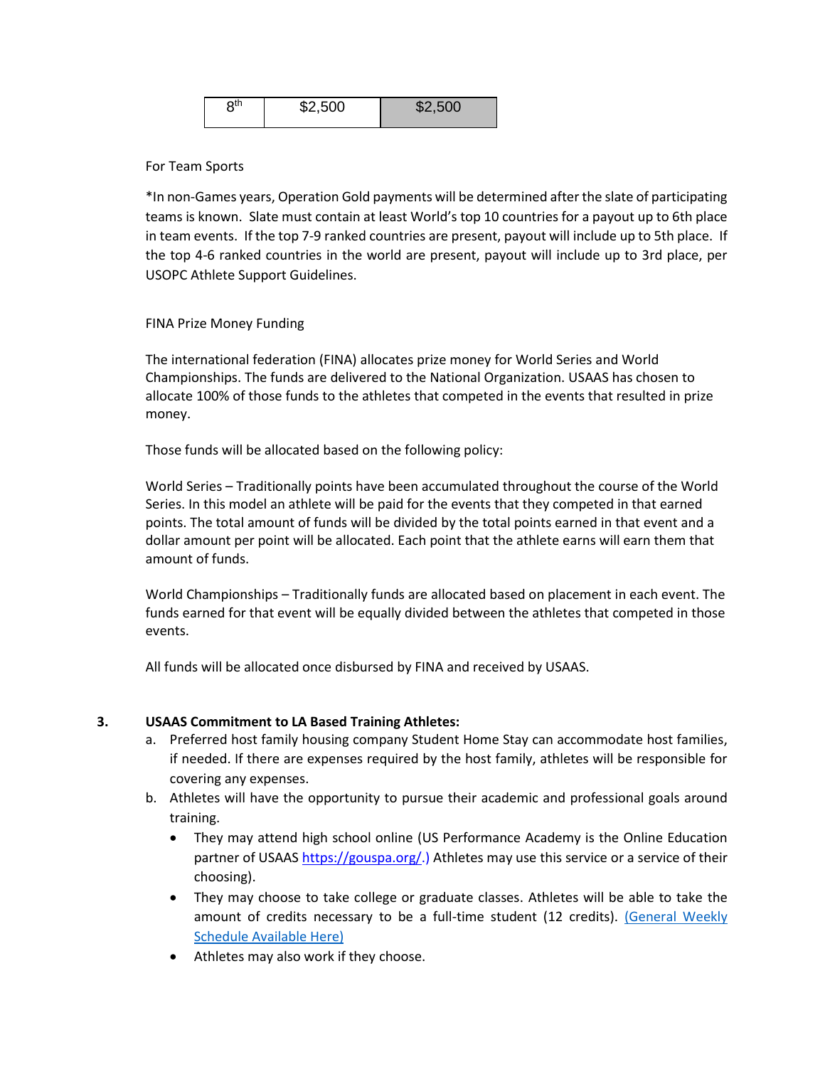| | | |
|---|---|---|
| 8th | $2,500 | $2,500 |

For Team Sports

*In non-Games years, Operation Gold payments will be determined after the slate of participating teams is known. Slate must contain at least World's top 10 countries for a payout up to 6th place in team events. If the top 7-9 ranked countries are present, payout will include up to 5th place. If the top 4-6 ranked countries in the world are present, payout will include up to 3rd place, per USOPC Athlete Support Guidelines.

FINA Prize Money Funding

The international federation (FINA) allocates prize money for World Series and World Championships. The funds are delivered to the National Organization. USAAS has chosen to allocate 100% of those funds to the athletes that competed in the events that resulted in prize money.

Those funds will be allocated based on the following policy:

World Series – Traditionally points have been accumulated throughout the course of the World Series. In this model an athlete will be paid for the events that they competed in that earned points. The total amount of funds will be divided by the total points earned in that event and a dollar amount per point will be allocated. Each point that the athlete earns will earn them that amount of funds.

World Championships – Traditionally funds are allocated based on placement in each event. The funds earned for that event will be equally divided between the athletes that competed in those events.

All funds will be allocated once disbursed by FINA and received by USAAS.

**3. USAAS Commitment to LA Based Training Athletes:**

a. Preferred host family housing company Student Home Stay can accommodate host families, if needed. If there are expenses required by the host family, athletes will be responsible for covering any expenses.

b. Athletes will have the opportunity to pursue their academic and professional goals around training.

- They may attend high school online (US Performance Academy is the Online Education partner of USAAS https://gouspa.org/.) Athletes may use this service or a service of their choosing).
- They may choose to take college or graduate classes. Athletes will be able to take the amount of credits necessary to be a full-time student (12 credits). (General Weekly Schedule Available Here)
- Athletes may also work if they choose.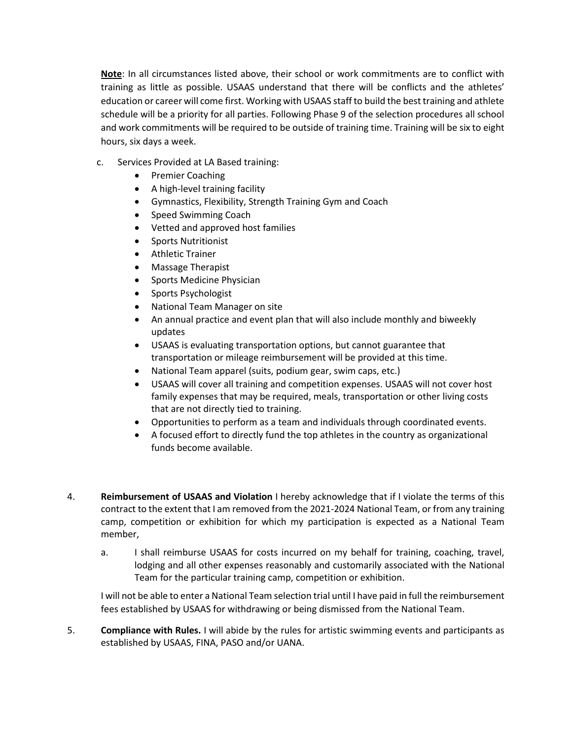**Note**: In all circumstances listed above, their school or work commitments are to conflict with training as little as possible. USAAS understand that there will be conflicts and the athletes' education or career will come first. Working with USAAS staff to build the best training and athlete schedule will be a priority for all parties. Following Phase 9 of the selection procedures all school and work commitments will be required to be outside of training time. Training will be six to eight hours, six days a week.

c. Services Provided at LA Based training:
   - Premier Coaching
   - A high-level training facility
   - Gymnastics, Flexibility, Strength Training Gym and Coach
   - Speed Swimming Coach
   - Vetted and approved host families
   - Sports Nutritionist
   - Athletic Trainer
   - Massage Therapist
   - Sports Medicine Physician
   - Sports Psychologist
   - National Team Manager on site
   - An annual practice and event plan that will also include monthly and biweekly updates
   - USAAS is evaluating transportation options, but cannot guarantee that transportation or mileage reimbursement will be provided at this time.
   - National Team apparel (suits, podium gear, swim caps, etc.)
   - USAAS will cover all training and competition expenses. USAAS will not cover host family expenses that may be required, meals, transportation or other living costs that are not directly tied to training.
   - Opportunities to perform as a team and individuals through coordinated events.
   - A focused effort to directly fund the top athletes in the country as organizational funds become available.

4. **Reimbursement of USAAS and Violation** I hereby acknowledge that if I violate the terms of this contract to the extent that I am removed from the 2021-2024 National Team, or from any training camp, competition or exhibition for which my participation is expected as a National Team member,

   a. I shall reimburse USAAS for costs incurred on my behalf for training, coaching, travel, lodging and all other expenses reasonably and customarily associated with the National Team for the particular training camp, competition or exhibition.

   I will not be able to enter a National Team selection trial until I have paid in full the reimbursement fees established by USAAS for withdrawing or being dismissed from the National Team.

5. **Compliance with Rules.** I will abide by the rules for artistic swimming events and participants as established by USAAS, FINA, PASO and/or UANA.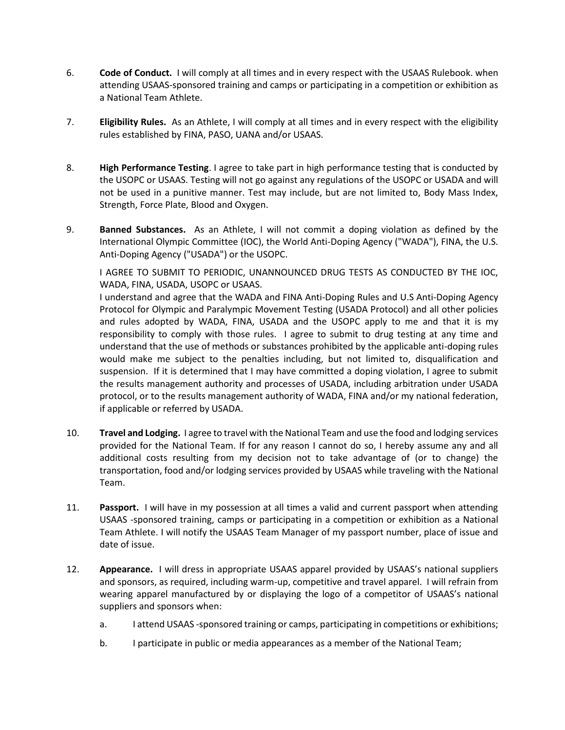6. **Code of Conduct.** I will comply at all times and in every respect with the USAAS Rulebook. when attending USAAS-sponsored training and camps or participating in a competition or exhibition as a National Team Athlete.

7. **Eligibility Rules.** As an Athlete, I will comply at all times and in every respect with the eligibility rules established by FINA, PASO, UANA and/or USAAS.

8. **High Performance Testing**. I agree to take part in high performance testing that is conducted by the USOPC or USAAS. Testing will not go against any regulations of the USOPC or USADA and will not be used in a punitive manner. Test may include, but are not limited to, Body Mass Index, Strength, Force Plate, Blood and Oxygen.

9. **Banned Substances.** As an Athlete, I will not commit a doping violation as defined by the International Olympic Committee (IOC), the World Anti-Doping Agency ("WADA"), FINA, the U.S. Anti-Doping Agency ("USADA") or the USOPC.

   I AGREE TO SUBMIT TO PERIODIC, UNANNOUNCED DRUG TESTS AS CONDUCTED BY THE IOC, WADA, FINA, USADA, USOPC or USAAS.
   I understand and agree that the WADA and FINA Anti-Doping Rules and U.S Anti-Doping Agency Protocol for Olympic and Paralympic Movement Testing (USADA Protocol) and all other policies and rules adopted by WADA, FINA, USADA and the USOPC apply to me and that it is my responsibility to comply with those rules. I agree to submit to drug testing at any time and understand that the use of methods or substances prohibited by the applicable anti-doping rules would make me subject to the penalties including, but not limited to, disqualification and suspension. If it is determined that I may have committed a doping violation, I agree to submit the results management authority and processes of USADA, including arbitration under USADA protocol, or to the results management authority of WADA, FINA and/or my national federation, if applicable or referred by USADA.

10. **Travel and Lodging.** I agree to travel with the National Team and use the food and lodging services provided for the National Team. If for any reason I cannot do so, I hereby assume any and all additional costs resulting from my decision not to take advantage of (or to change) the transportation, food and/or lodging services provided by USAAS while traveling with the National Team.

11. **Passport.** I will have in my possession at all times a valid and current passport when attending USAAS -sponsored training, camps or participating in a competition or exhibition as a National Team Athlete. I will notify the USAAS Team Manager of my passport number, place of issue and date of issue.

12. **Appearance.** I will dress in appropriate USAAS apparel provided by USAAS's national suppliers and sponsors, as required, including warm-up, competitive and travel apparel. I will refrain from wearing apparel manufactured by or displaying the logo of a competitor of USAAS's national suppliers and sponsors when:

    a. I attend USAAS -sponsored training or camps, participating in competitions or exhibitions;

    b. I participate in public or media appearances as a member of the National Team;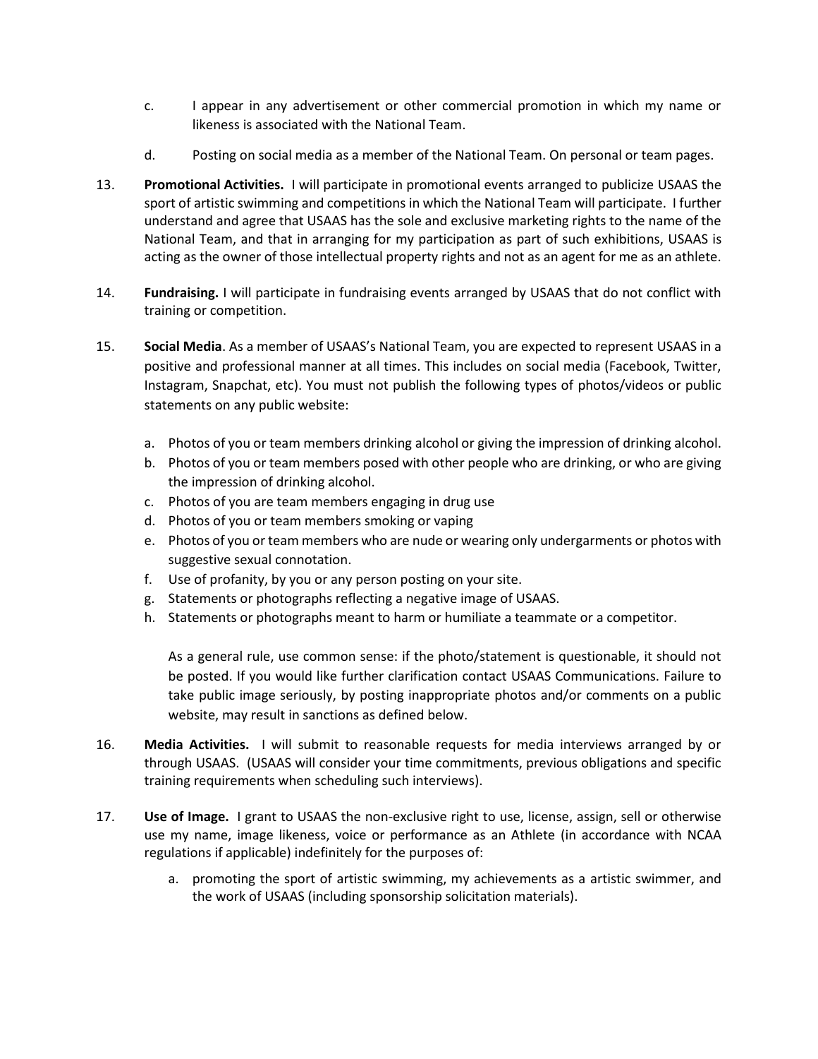c. I appear in any advertisement or other commercial promotion in which my name or likeness is associated with the National Team.

d. Posting on social media as a member of the National Team. On personal or team pages.

13. **Promotional Activities.** I will participate in promotional events arranged to publicize USAAS the sport of artistic swimming and competitions in which the National Team will participate. I further understand and agree that USAAS has the sole and exclusive marketing rights to the name of the National Team, and that in arranging for my participation as part of such exhibitions, USAAS is acting as the owner of those intellectual property rights and not as an agent for me as an athlete.

14. **Fundraising.** I will participate in fundraising events arranged by USAAS that do not conflict with training or competition.

15. **Social Media**. As a member of USAAS's National Team, you are expected to represent USAAS in a positive and professional manner at all times. This includes on social media (Facebook, Twitter, Instagram, Snapchat, etc). You must not publish the following types of photos/videos or public statements on any public website:

    a. Photos of you or team members drinking alcohol or giving the impression of drinking alcohol.
    b. Photos of you or team members posed with other people who are drinking, or who are giving the impression of drinking alcohol.
    c. Photos of you are team members engaging in drug use
    d. Photos of you or team members smoking or vaping
    e. Photos of you or team members who are nude or wearing only undergarments or photos with suggestive sexual connotation.
    f. Use of profanity, by you or any person posting on your site.
    g. Statements or photographs reflecting a negative image of USAAS.
    h. Statements or photographs meant to harm or humiliate a teammate or a competitor.

    As a general rule, use common sense: if the photo/statement is questionable, it should not be posted. If you would like further clarification contact USAAS Communications. Failure to take public image seriously, by posting inappropriate photos and/or comments on a public website, may result in sanctions as defined below.

16. **Media Activities.** I will submit to reasonable requests for media interviews arranged by or through USAAS. (USAAS will consider your time commitments, previous obligations and specific training requirements when scheduling such interviews).

17. **Use of Image.** I grant to USAAS the non-exclusive right to use, license, assign, sell or otherwise use my name, image likeness, voice or performance as an Athlete (in accordance with NCAA regulations if applicable) indefinitely for the purposes of:

    a. promoting the sport of artistic swimming, my achievements as a artistic swimmer, and the work of USAAS (including sponsorship solicitation materials).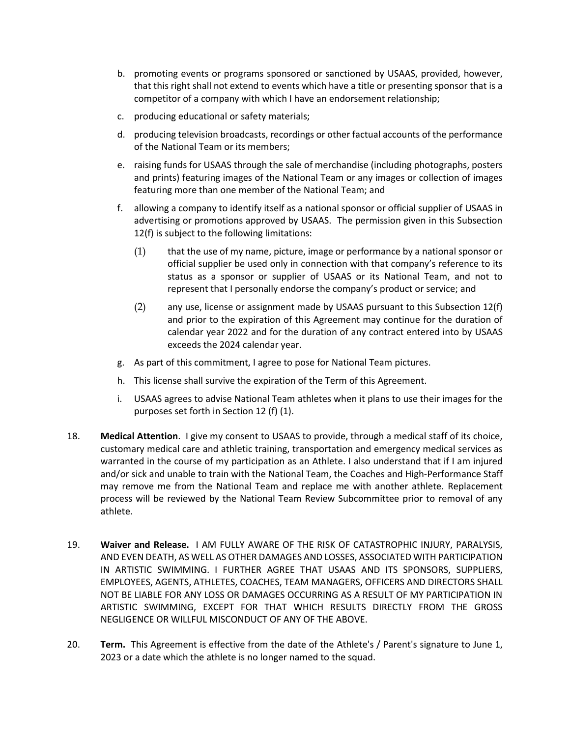b. promoting events or programs sponsored or sanctioned by USAAS, provided, however, that this right shall not extend to events which have a title or presenting sponsor that is a competitor of a company with which I have an endorsement relationship;

c. producing educational or safety materials;

d. producing television broadcasts, recordings or other factual accounts of the performance of the National Team or its members;

e. raising funds for USAAS through the sale of merchandise (including photographs, posters and prints) featuring images of the National Team or any images or collection of images featuring more than one member of the National Team; and

f. allowing a company to identify itself as a national sponsor or official supplier of USAAS in advertising or promotions approved by USAAS. The permission given in this Subsection 12(f) is subject to the following limitations:

   (1) that the use of my name, picture, image or performance by a national sponsor or official supplier be used only in connection with that company's reference to its status as a sponsor or supplier of USAAS or its National Team, and not to represent that I personally endorse the company's product or service; and

   (2) any use, license or assignment made by USAAS pursuant to this Subsection 12(f) and prior to the expiration of this Agreement may continue for the duration of calendar year 2022 and for the duration of any contract entered into by USAAS exceeds the 2024 calendar year.

g. As part of this commitment, I agree to pose for National Team pictures.

h. This license shall survive the expiration of the Term of this Agreement.

i. USAAS agrees to advise National Team athletes when it plans to use their images for the purposes set forth in Section 12 (f) (1).

18. **Medical Attention**. I give my consent to USAAS to provide, through a medical staff of its choice, customary medical care and athletic training, transportation and emergency medical services as warranted in the course of my participation as an Athlete. I also understand that if I am injured and/or sick and unable to train with the National Team, the Coaches and High-Performance Staff may remove me from the National Team and replace me with another athlete. Replacement process will be reviewed by the National Team Review Subcommittee prior to removal of any athlete.

19. **Waiver and Release.** I AM FULLY AWARE OF THE RISK OF CATASTROPHIC INJURY, PARALYSIS, AND EVEN DEATH, AS WELL AS OTHER DAMAGES AND LOSSES, ASSOCIATED WITH PARTICIPATION IN ARTISTIC SWIMMING. I FURTHER AGREE THAT USAAS AND ITS SPONSORS, SUPPLIERS, EMPLOYEES, AGENTS, ATHLETES, COACHES, TEAM MANAGERS, OFFICERS AND DIRECTORS SHALL NOT BE LIABLE FOR ANY LOSS OR DAMAGES OCCURRING AS A RESULT OF MY PARTICIPATION IN ARTISTIC SWIMMING, EXCEPT FOR THAT WHICH RESULTS DIRECTLY FROM THE GROSS NEGLIGENCE OR WILLFUL MISCONDUCT OF ANY OF THE ABOVE.

20. **Term.** This Agreement is effective from the date of the Athlete's / Parent's signature to June 1, 2023 or a date which the athlete is no longer named to the squad.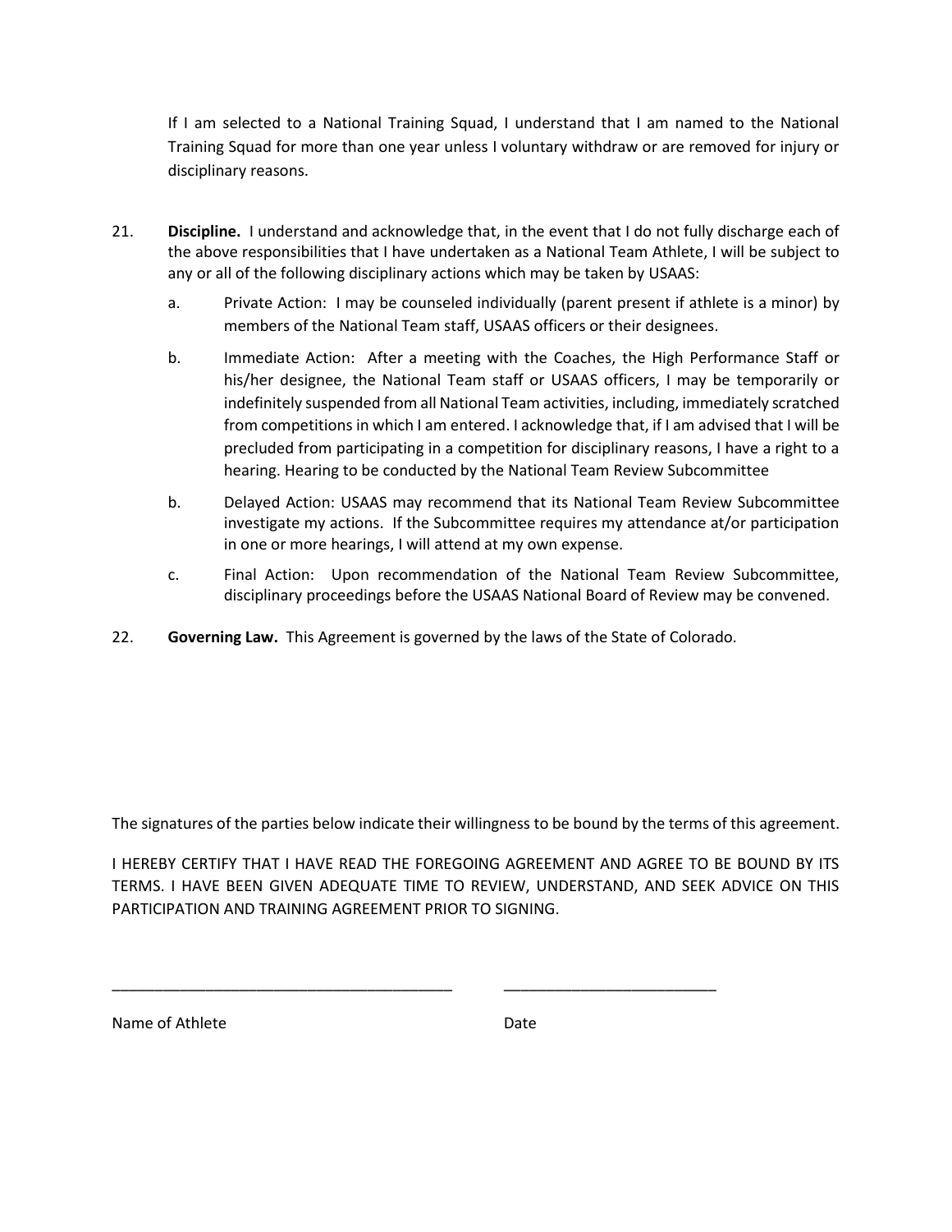If I am selected to a National Training Squad, I understand that I am named to the National Training Squad for more than one year unless I voluntary withdraw or are removed for injury or disciplinary reasons.

21. **Discipline.** I understand and acknowledge that, in the event that I do not fully discharge each of the above responsibilities that I have undertaken as a National Team Athlete, I will be subject to any or all of the following disciplinary actions which may be taken by USAAS:

    a. Private Action: I may be counseled individually (parent present if athlete is a minor) by members of the National Team staff, USAAS officers or their designees.

    b. Immediate Action: After a meeting with the Coaches, the High Performance Staff or his/her designee, the National Team staff or USAAS officers, I may be temporarily or indefinitely suspended from all National Team activities, including, immediately scratched from competitions in which I am entered. I acknowledge that, if I am advised that I will be precluded from participating in a competition for disciplinary reasons, I have a right to a hearing. Hearing to be conducted by the National Team Review Subcommittee

    b. Delayed Action: USAAS may recommend that its National Team Review Subcommittee investigate my actions. If the Subcommittee requires my attendance at/or participation in one or more hearings, I will attend at my own expense.

    c. Final Action: Upon recommendation of the National Team Review Subcommittee, disciplinary proceedings before the USAAS National Board of Review may be convened.

22. **Governing Law.** This Agreement is governed by the laws of the State of Colorado.

The signatures of the parties below indicate their willingness to be bound by the terms of this agreement.

I HEREBY CERTIFY THAT I HAVE READ THE FOREGOING AGREEMENT AND AGREE TO BE BOUND BY ITS TERMS. I HAVE BEEN GIVEN ADEQUATE TIME TO REVIEW, UNDERSTAND, AND SEEK ADVICE ON THIS PARTICIPATION AND TRAINING AGREEMENT PRIOR TO SIGNING.

\_\_\_\_\_\_\_\_\_\_\_\_\_\_\_\_\_\_\_\_\_\_\_\_\_\_\_\_\_\_\_\_\_\_\_\_\_\_\_\_ \_\_\_\_\_\_\_\_\_\_\_\_\_\_\_\_\_\_\_\_\_\_\_\_\_\_

Name of Athlete Date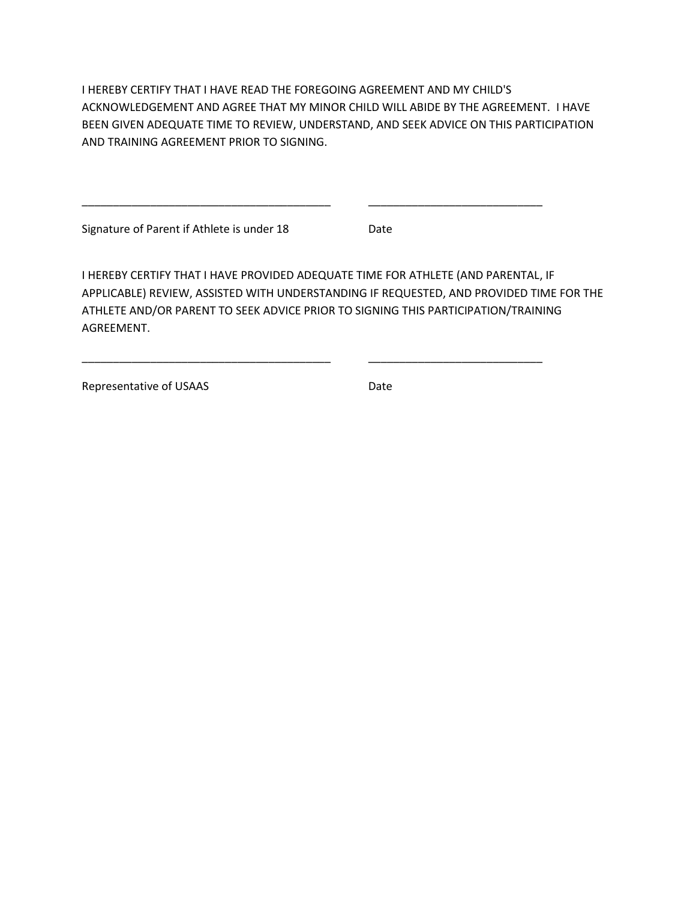I HEREBY CERTIFY THAT I HAVE READ THE FOREGOING AGREEMENT AND MY CHILD'S ACKNOWLEDGEMENT AND AGREE THAT MY MINOR CHILD WILL ABIDE BY THE AGREEMENT. I HAVE BEEN GIVEN ADEQUATE TIME TO REVIEW, UNDERSTAND, AND SEEK ADVICE ON THIS PARTICIPATION AND TRAINING AGREEMENT PRIOR TO SIGNING.

\_\_\_\_\_\_\_\_\_\_\_\_\_\_\_\_\_\_\_\_\_\_\_\_\_\_\_\_\_\_\_\_\_\_\_\_\_\_\_\_ \_\_\_\_\_\_\_\_\_\_\_\_\_\_\_\_\_\_\_\_\_\_\_\_\_\_\_\_\_\_

Signature of Parent if Athlete is under 18 Date

I HEREBY CERTIFY THAT I HAVE PROVIDED ADEQUATE TIME FOR ATHLETE (AND PARENTAL, IF APPLICABLE) REVIEW, ASSISTED WITH UNDERSTANDING IF REQUESTED, AND PROVIDED TIME FOR THE ATHLETE AND/OR PARENT TO SEEK ADVICE PRIOR TO SIGNING THIS PARTICIPATION/TRAINING AGREEMENT.

\_\_\_\_\_\_\_\_\_\_\_\_\_\_\_\_\_\_\_\_\_\_\_\_\_\_\_\_\_\_\_\_\_\_\_\_\_\_\_\_ \_\_\_\_\_\_\_\_\_\_\_\_\_\_\_\_\_\_\_\_\_\_\_\_\_\_\_\_\_\_

Representative of USAAS Date